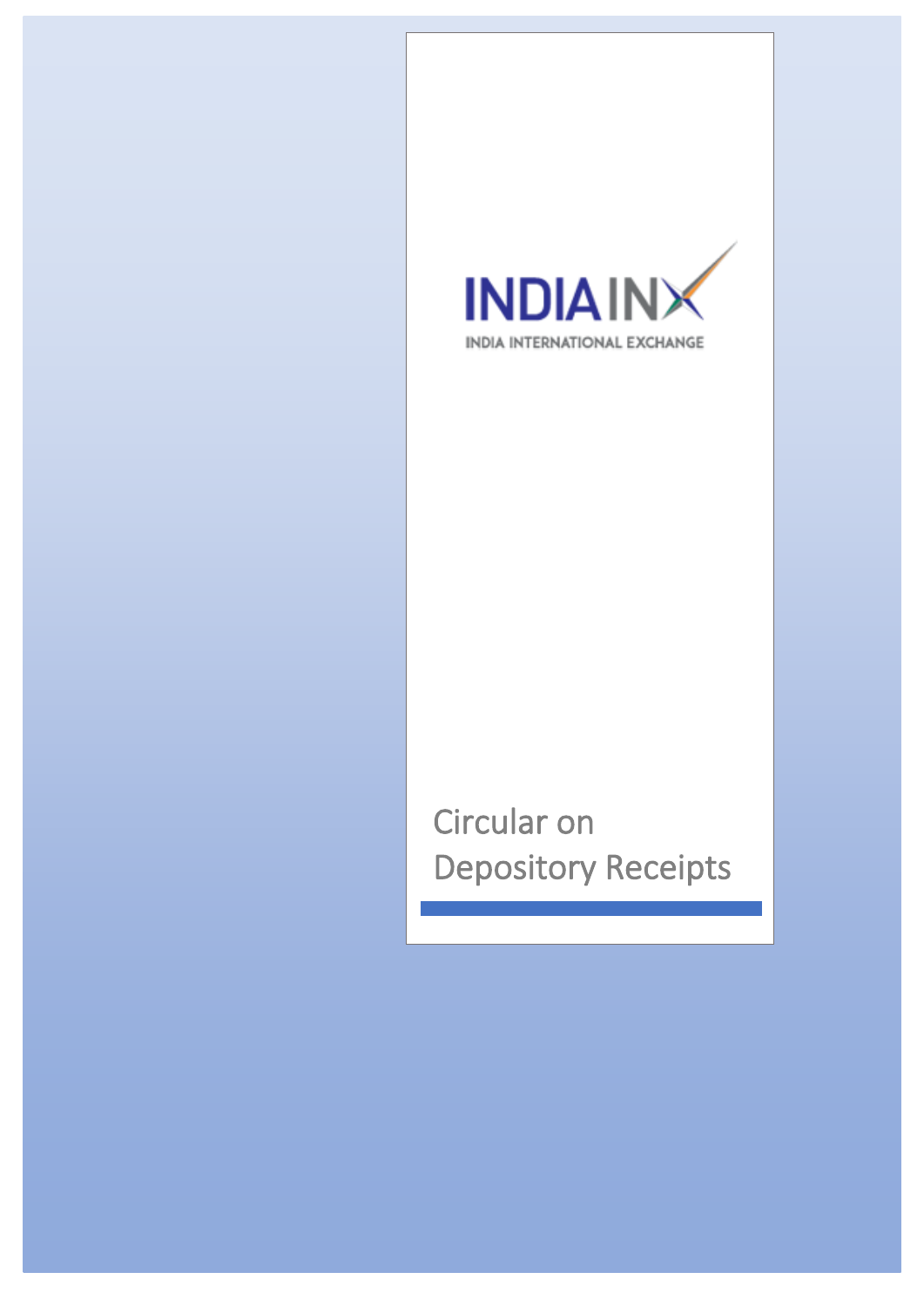INDIA INX

INDIA INTERNATIONAL EXCHANGE

# Circular on Depository Receipts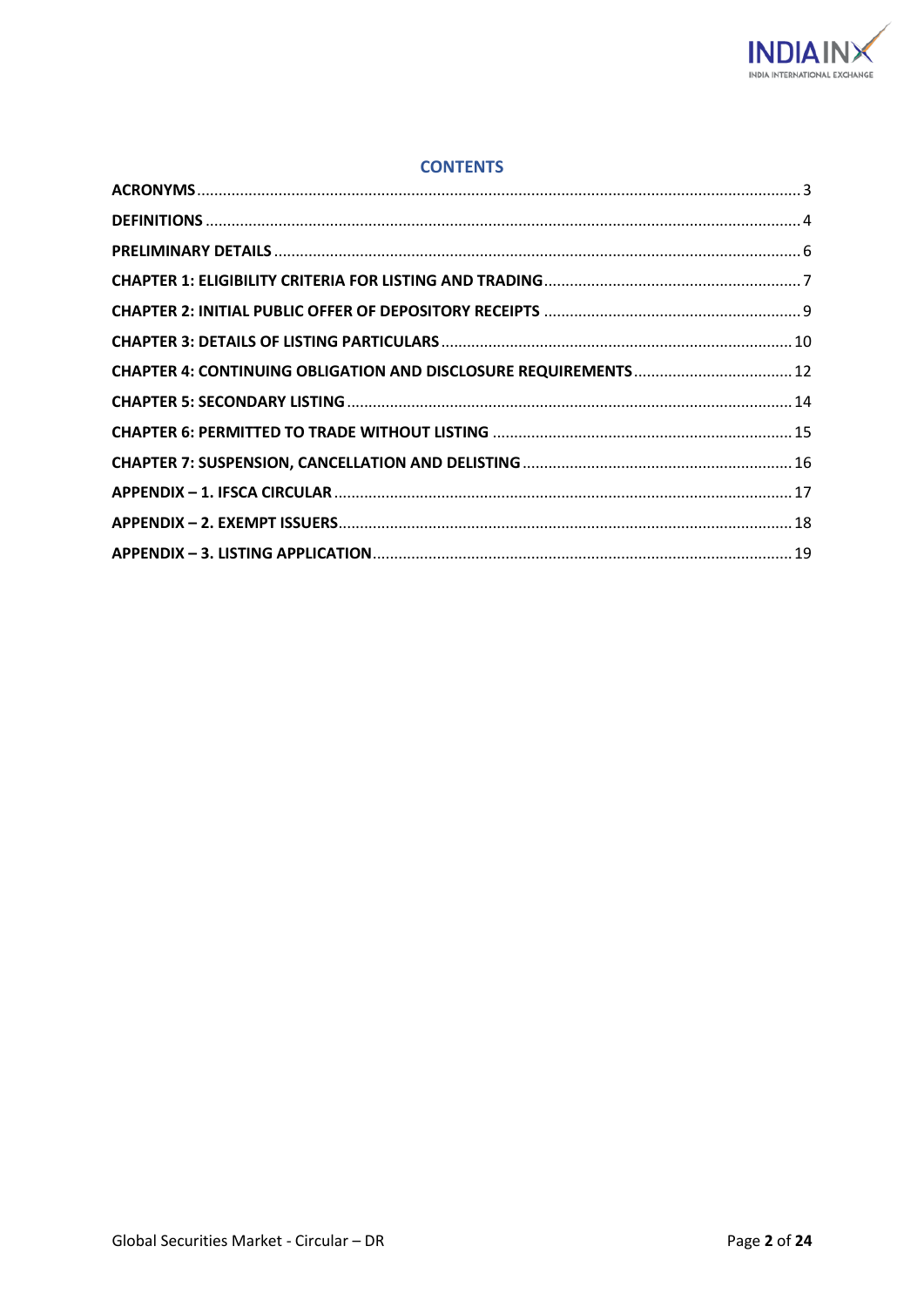## CONTENTS

**ACRONYMS** ........ 3

**DEFINITIONS** ........ 4

**PRELIMINARY DETAILS** ........ 6

**CHAPTER 1: ELIGIBILITY CRITERIA FOR LISTING AND TRADING** ........ 7

**CHAPTER 2: INITIAL PUBLIC OFFER OF DEPOSITORY RECEIPTS** ........ 9

**CHAPTER 3: DETAILS OF LISTING PARTICULARS** ........ 10

**CHAPTER 4: CONTINUING OBLIGATION AND DISCLOSURE REQUIREMENTS** ........ 12

**CHAPTER 5: SECONDARY LISTING** ........ 14

**CHAPTER 6: PERMITTED TO TRADE WITHOUT LISTING** ........ 15

**CHAPTER 7: SUSPENSION, CANCELLATION AND DELISTING** ........ 16

**APPENDIX – 1. IFSCA CIRCULAR** ........ 17

**APPENDIX – 2. EXEMPT ISSUERS** ........ 18

**APPENDIX – 3. LISTING APPLICATION** ........ 19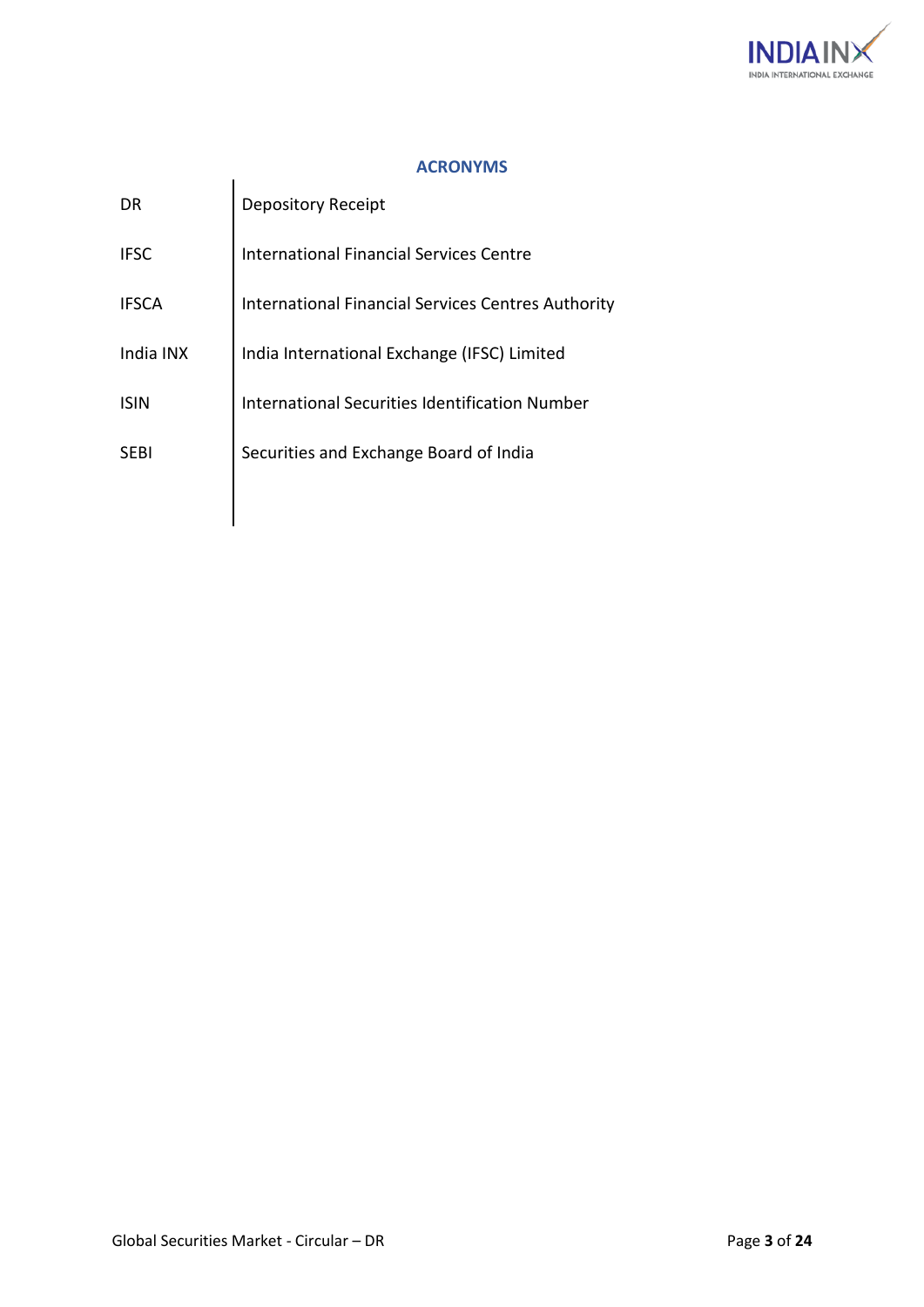## ACRONYMS

| | |
|---|---|
| DR | Depository Receipt |
| IFSC | International Financial Services Centre |
| IFSCA | International Financial Services Centres Authority |
| India INX | India International Exchange (IFSC) Limited |
| ISIN | International Securities Identification Number |
| SEBI | Securities and Exchange Board of India |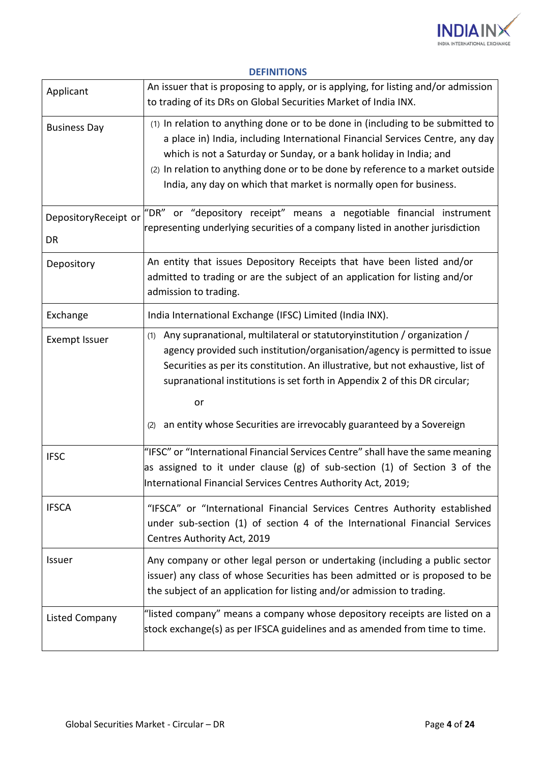**DEFINITIONS**

| | |
|---|---|
| Applicant | An issuer that is proposing to apply, or is applying, for listing and/or admission to trading of its DRs on Global Securities Market of India INX. |
| Business Day | (1) In relation to anything done or to be done in (including to be submitted to a place in) India, including International Financial Services Centre, any day which is not a Saturday or Sunday, or a bank holiday in India; and<br>(2) In relation to anything done or to be done by reference to a market outside India, any day on which that market is normally open for business. |
| DepositoryReceipt or DR | "DR" or "depository receipt" means a negotiable financial instrument representing underlying securities of a company listed in another jurisdiction |
| Depository | An entity that issues Depository Receipts that have been listed and/or admitted to trading or are the subject of an application for listing and/or admission to trading. |
| Exchange | India International Exchange (IFSC) Limited (India INX). |
| Exempt Issuer | (1) Any supranational, multilateral or statutoryinstitution / organization / agency provided such institution/organisation/agency is permitted to issue Securities as per its constitution. An illustrative, but not exhaustive, list of supranational institutions is set forth in Appendix 2 of this DR circular;<br>or<br>(2) an entity whose Securities are irrevocably guaranteed by a Sovereign |
| IFSC | "IFSC" or "International Financial Services Centre" shall have the same meaning as assigned to it under clause (g) of sub-section (1) of Section 3 of the International Financial Services Centres Authority Act, 2019; |
| IFSCA | "IFSCA" or "International Financial Services Centres Authority established under sub-section (1) of section 4 of the International Financial Services Centres Authority Act, 2019 |
| Issuer | Any company or other legal person or undertaking (including a public sector issuer) any class of whose Securities has been admitted or is proposed to be the subject of an application for listing and/or admission to trading. |
| Listed Company | "listed company" means a company whose depository receipts are listed on a stock exchange(s) as per IFSCA guidelines and as amended from time to time. |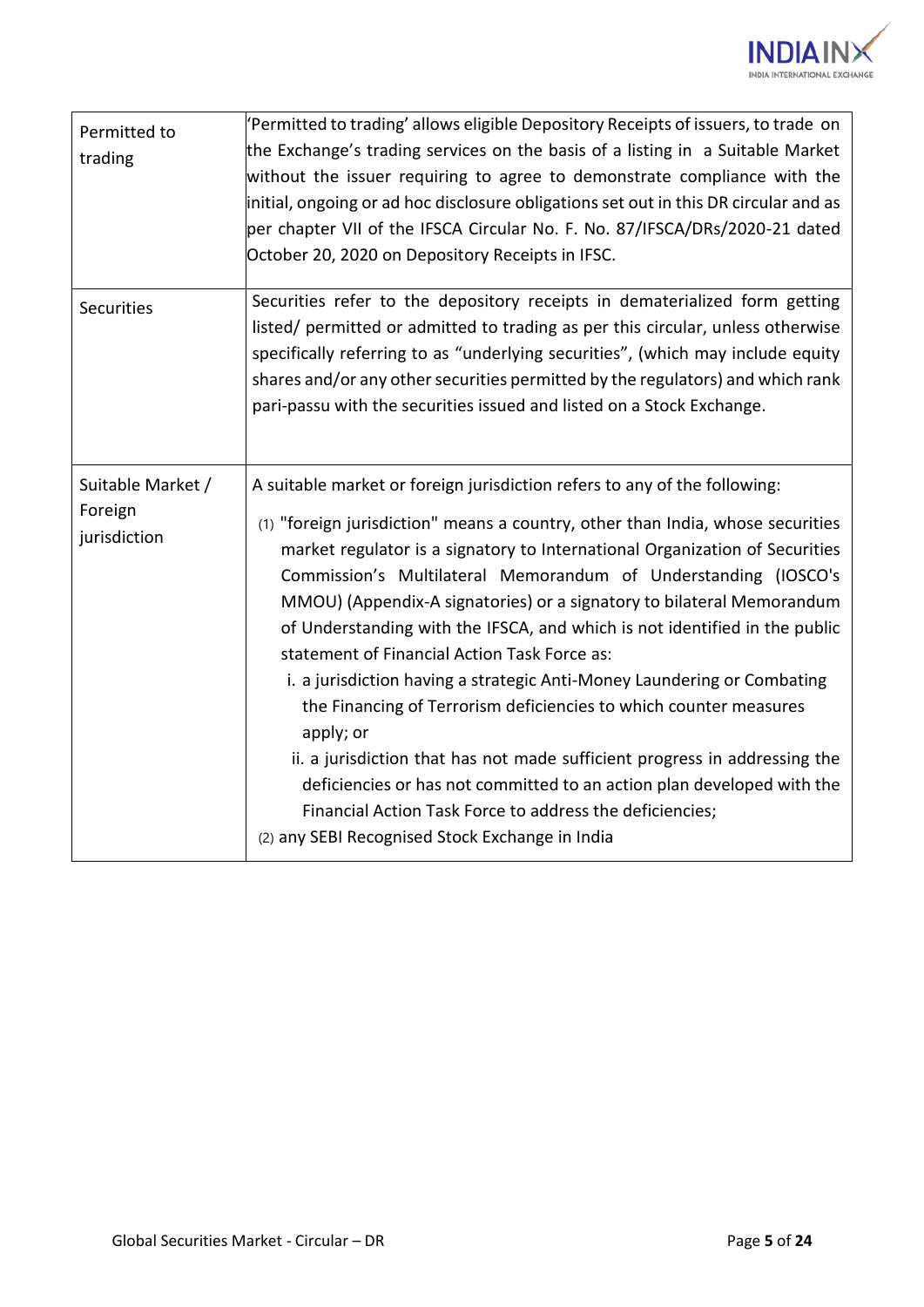| | |
|---|---|
| Permitted to trading | 'Permitted to trading' allows eligible Depository Receipts of issuers, to trade on the Exchange's trading services on the basis of a listing in a Suitable Market without the issuer requiring to agree to demonstrate compliance with the initial, ongoing or ad hoc disclosure obligations set out in this DR circular and as per chapter VII of the IFSCA Circular No. F. No. 87/IFSCA/DRs/2020-21 dated October 20, 2020 on Depository Receipts in IFSC. |
| Securities | Securities refer to the depository receipts in dematerialized form getting listed/ permitted or admitted to trading as per this circular, unless otherwise specifically referring to as "underlying securities", (which may include equity shares and/or any other securities permitted by the regulators) and which rank pari-passu with the securities issued and listed on a Stock Exchange. |
| Suitable Market / Foreign jurisdiction | A suitable market or foreign jurisdiction refers to any of the following:<br>(1) "foreign jurisdiction" means a country, other than India, whose securities market regulator is a signatory to International Organization of Securities Commission's Multilateral Memorandum of Understanding (IOSCO's MMOU) (Appendix-A signatories) or a signatory to bilateral Memorandum of Understanding with the IFSCA, and which is not identified in the public statement of Financial Action Task Force as:<br>i. a jurisdiction having a strategic Anti-Money Laundering or Combating the Financing of Terrorism deficiencies to which counter measures apply; or<br>ii. a jurisdiction that has not made sufficient progress in addressing the deficiencies or has not committed to an action plan developed with the Financial Action Task Force to address the deficiencies;<br>(2) any SEBI Recognised Stock Exchange in India |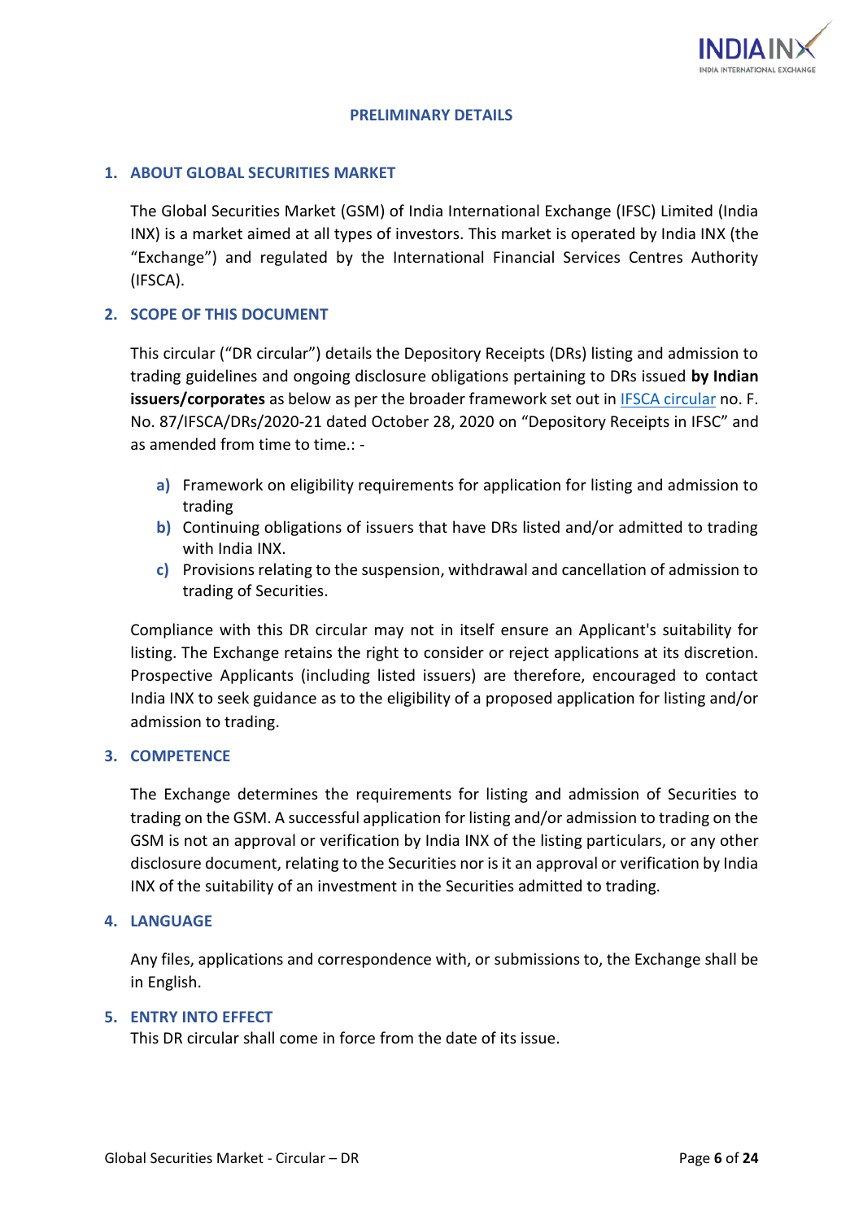## PRELIMINARY DETAILS

### 1. ABOUT GLOBAL SECURITIES MARKET

The Global Securities Market (GSM) of India International Exchange (IFSC) Limited (India INX) is a market aimed at all types of investors. This market is operated by India INX (the "Exchange") and regulated by the International Financial Services Centres Authority (IFSCA).

### 2. SCOPE OF THIS DOCUMENT

This circular ("DR circular") details the Depository Receipts (DRs) listing and admission to trading guidelines and ongoing disclosure obligations pertaining to DRs issued **by Indian issuers/corporates** as below as per the broader framework set out in IFSCA circular no. F. No. 87/IFSCA/DRs/2020-21 dated October 28, 2020 on "Depository Receipts in IFSC" and as amended from time to time.: -

a) Framework on eligibility requirements for application for listing and admission to trading
b) Continuing obligations of issuers that have DRs listed and/or admitted to trading with India INX.
c) Provisions relating to the suspension, withdrawal and cancellation of admission to trading of Securities.

Compliance with this DR circular may not in itself ensure an Applicant's suitability for listing. The Exchange retains the right to consider or reject applications at its discretion. Prospective Applicants (including listed issuers) are therefore, encouraged to contact India INX to seek guidance as to the eligibility of a proposed application for listing and/or admission to trading.

### 3. COMPETENCE

The Exchange determines the requirements for listing and admission of Securities to trading on the GSM. A successful application for listing and/or admission to trading on the GSM is not an approval or verification by India INX of the listing particulars, or any other disclosure document, relating to the Securities nor is it an approval or verification by India INX of the suitability of an investment in the Securities admitted to trading.

### 4. LANGUAGE

Any files, applications and correspondence with, or submissions to, the Exchange shall be in English.

### 5. ENTRY INTO EFFECT

This DR circular shall come in force from the date of its issue.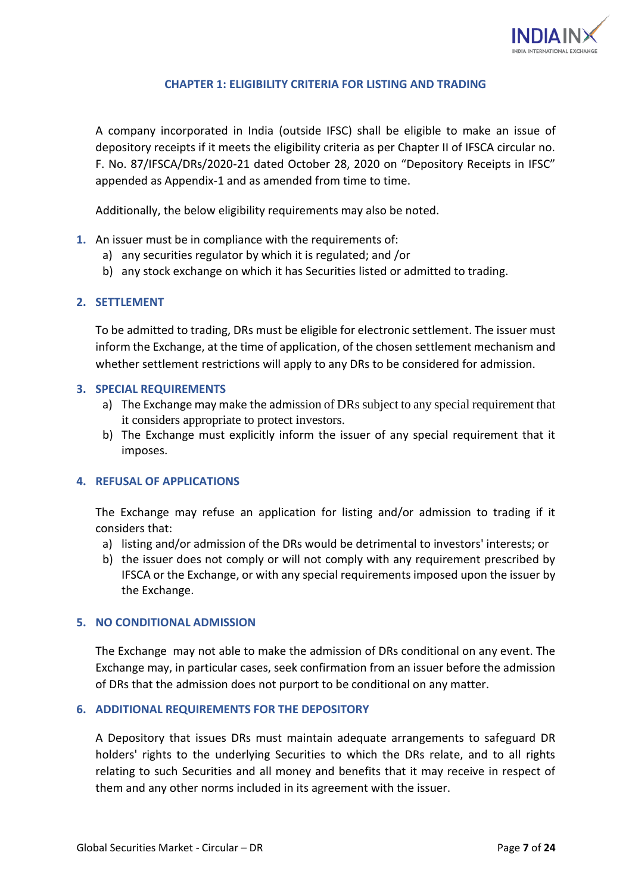## CHAPTER 1: ELIGIBILITY CRITERIA FOR LISTING AND TRADING

A company incorporated in India (outside IFSC) shall be eligible to make an issue of depository receipts if it meets the eligibility criteria as per Chapter II of IFSCA circular no. F. No. 87/IFSCA/DRs/2020-21 dated October 28, 2020 on "Depository Receipts in IFSC" appended as Appendix-1 and as amended from time to time.

Additionally, the below eligibility requirements may also be noted.

1. An issuer must be in compliance with the requirements of:
   a) any securities regulator by which it is regulated; and /or
   b) any stock exchange on which it has Securities listed or admitted to trading.

2. **SETTLEMENT**

   To be admitted to trading, DRs must be eligible for electronic settlement. The issuer must inform the Exchange, at the time of application, of the chosen settlement mechanism and whether settlement restrictions will apply to any DRs to be considered for admission.

3. **SPECIAL REQUIREMENTS**
   a) The Exchange may make the admission of DRs subject to any special requirement that it considers appropriate to protect investors.
   b) The Exchange must explicitly inform the issuer of any special requirement that it imposes.

4. **REFUSAL OF APPLICATIONS**

   The Exchange may refuse an application for listing and/or admission to trading if it considers that:
   a) listing and/or admission of the DRs would be detrimental to investors' interests; or
   b) the issuer does not comply or will not comply with any requirement prescribed by IFSCA or the Exchange, or with any special requirements imposed upon the issuer by the Exchange.

5. **NO CONDITIONAL ADMISSION**

   The Exchange may not able to make the admission of DRs conditional on any event. The Exchange may, in particular cases, seek confirmation from an issuer before the admission of DRs that the admission does not purport to be conditional on any matter.

6. **ADDITIONAL REQUIREMENTS FOR THE DEPOSITORY**

   A Depository that issues DRs must maintain adequate arrangements to safeguard DR holders' rights to the underlying Securities to which the DRs relate, and to all rights relating to such Securities and all money and benefits that it may receive in respect of them and any other norms included in its agreement with the issuer.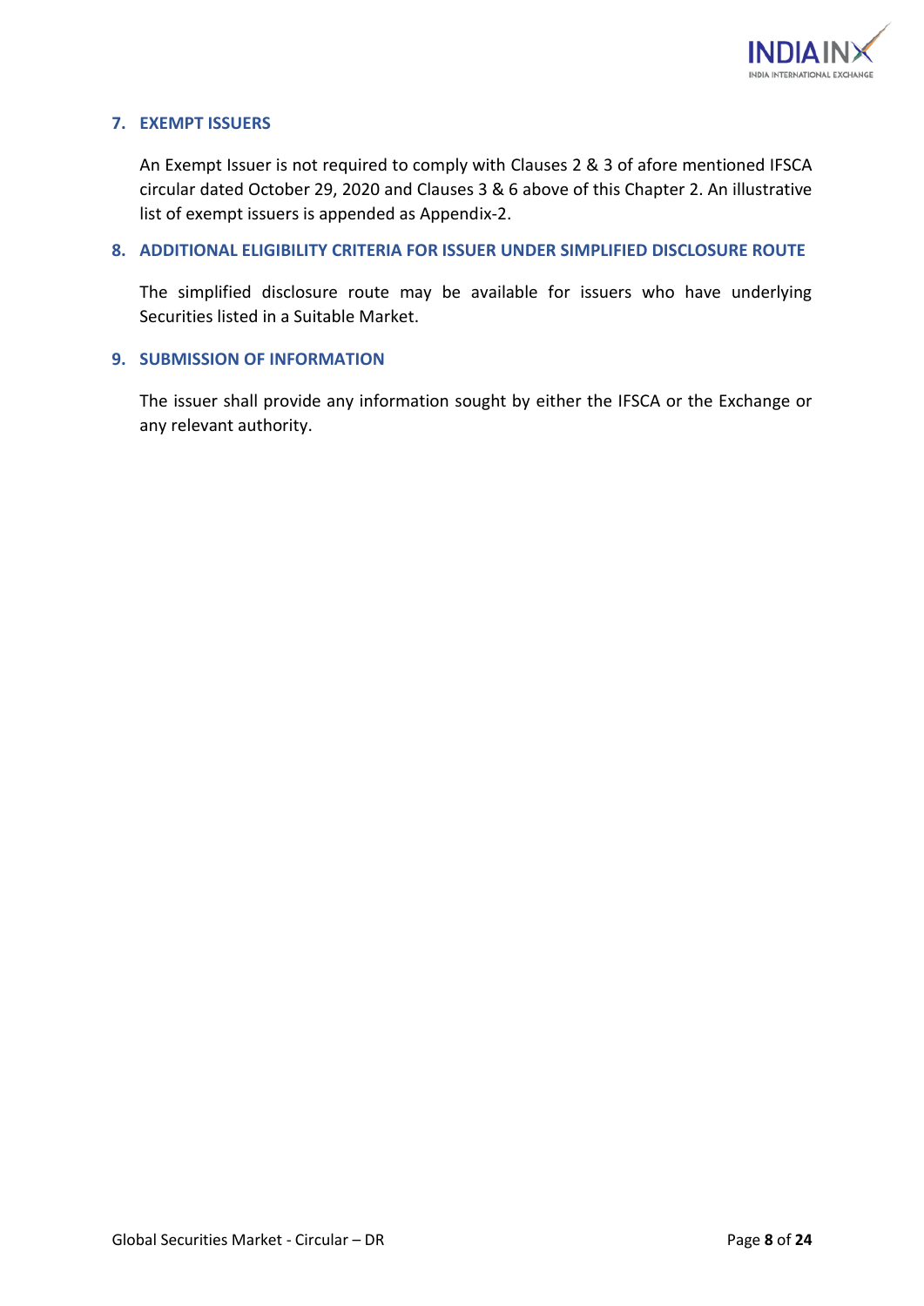### 7. EXEMPT ISSUERS

An Exempt Issuer is not required to comply with Clauses 2 & 3 of afore mentioned IFSCA circular dated October 29, 2020 and Clauses 3 & 6 above of this Chapter 2. An illustrative list of exempt issuers is appended as Appendix-2.

### 8. ADDITIONAL ELIGIBILITY CRITERIA FOR ISSUER UNDER SIMPLIFIED DISCLOSURE ROUTE

The simplified disclosure route may be available for issuers who have underlying Securities listed in a Suitable Market.

### 9. SUBMISSION OF INFORMATION

The issuer shall provide any information sought by either the IFSCA or the Exchange or any relevant authority.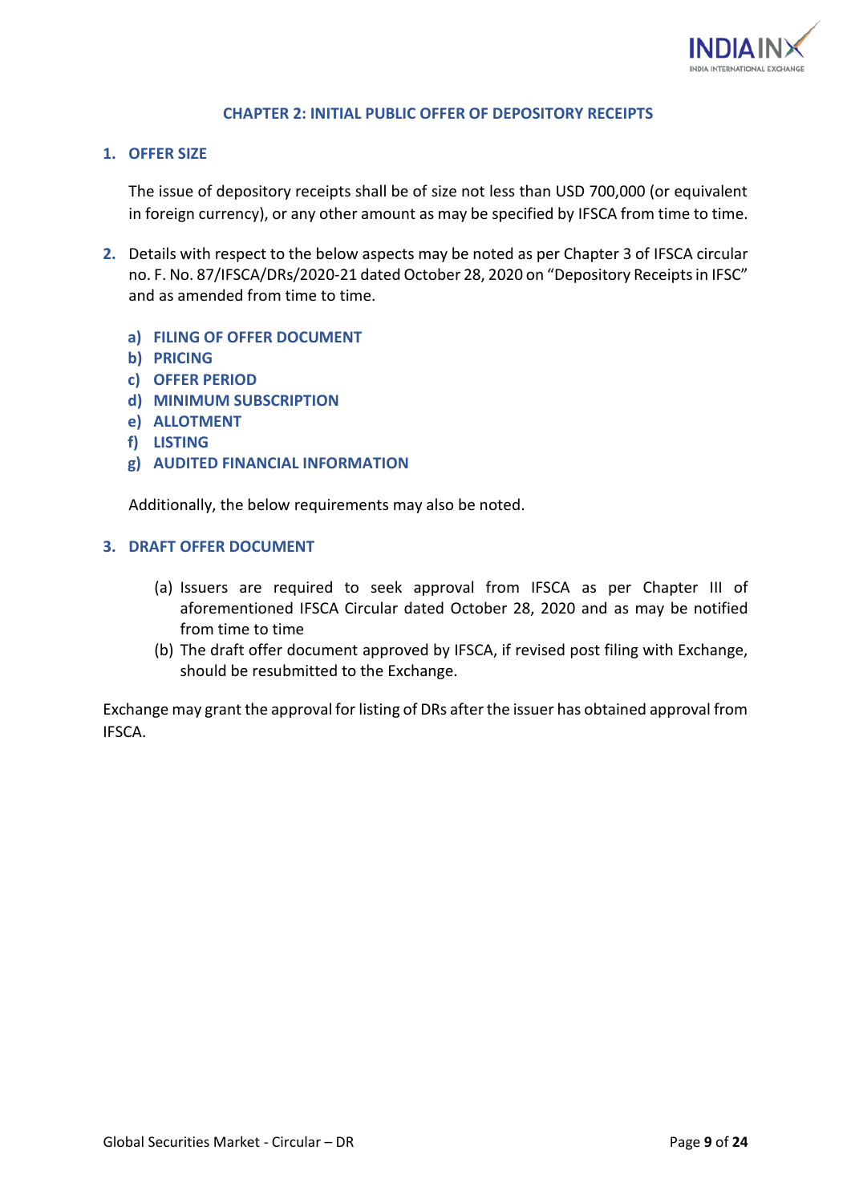## CHAPTER 2: INITIAL PUBLIC OFFER OF DEPOSITORY RECEIPTS

### 1. OFFER SIZE

The issue of depository receipts shall be of size not less than USD 700,000 (or equivalent in foreign currency), or any other amount as may be specified by IFSCA from time to time.

2. Details with respect to the below aspects may be noted as per Chapter 3 of IFSCA circular no. F. No. 87/IFSCA/DRs/2020-21 dated October 28, 2020 on "Depository Receipts in IFSC" and as amended from time to time.

   a) **FILING OF OFFER DOCUMENT**
   b) **PRICING**
   c) **OFFER PERIOD**
   d) **MINIMUM SUBSCRIPTION**
   e) **ALLOTMENT**
   f) **LISTING**
   g) **AUDITED FINANCIAL INFORMATION**

   Additionally, the below requirements may also be noted.

### 3. DRAFT OFFER DOCUMENT

(a) Issuers are required to seek approval from IFSCA as per Chapter III of aforementioned IFSCA Circular dated October 28, 2020 and as may be notified from time to time

(b) The draft offer document approved by IFSCA, if revised post filing with Exchange, should be resubmitted to the Exchange.

Exchange may grant the approval for listing of DRs after the issuer has obtained approval from IFSCA.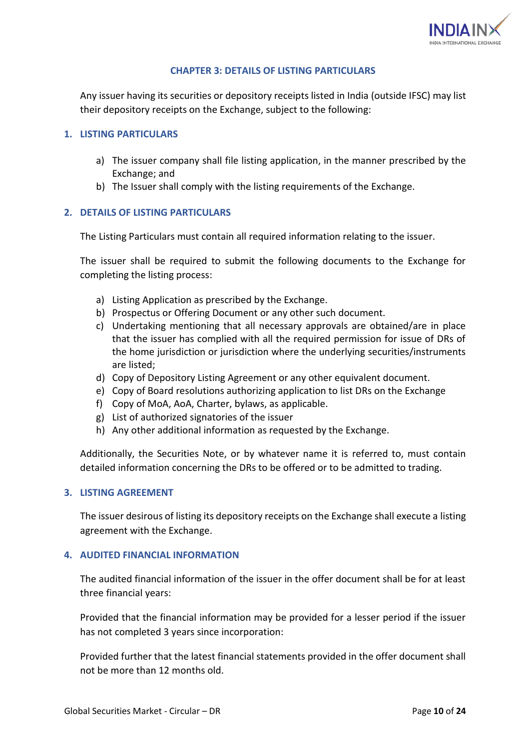## CHAPTER 3: DETAILS OF LISTING PARTICULARS

Any issuer having its securities or depository receipts listed in India (outside IFSC) may list their depository receipts on the Exchange, subject to the following:

### 1. LISTING PARTICULARS

a) The issuer company shall file listing application, in the manner prescribed by the Exchange; and
b) The Issuer shall comply with the listing requirements of the Exchange.

### 2. DETAILS OF LISTING PARTICULARS

The Listing Particulars must contain all required information relating to the issuer.

The issuer shall be required to submit the following documents to the Exchange for completing the listing process:

a) Listing Application as prescribed by the Exchange.
b) Prospectus or Offering Document or any other such document.
c) Undertaking mentioning that all necessary approvals are obtained/are in place that the issuer has complied with all the required permission for issue of DRs of the home jurisdiction or jurisdiction where the underlying securities/instruments are listed;
d) Copy of Depository Listing Agreement or any other equivalent document.
e) Copy of Board resolutions authorizing application to list DRs on the Exchange
f) Copy of MoA, AoA, Charter, bylaws, as applicable.
g) List of authorized signatories of the issuer
h) Any other additional information as requested by the Exchange.

Additionally, the Securities Note, or by whatever name it is referred to, must contain detailed information concerning the DRs to be offered or to be admitted to trading.

### 3. LISTING AGREEMENT

The issuer desirous of listing its depository receipts on the Exchange shall execute a listing agreement with the Exchange.

### 4. AUDITED FINANCIAL INFORMATION

The audited financial information of the issuer in the offer document shall be for at least three financial years:

Provided that the financial information may be provided for a lesser period if the issuer has not completed 3 years since incorporation:

Provided further that the latest financial statements provided in the offer document shall not be more than 12 months old.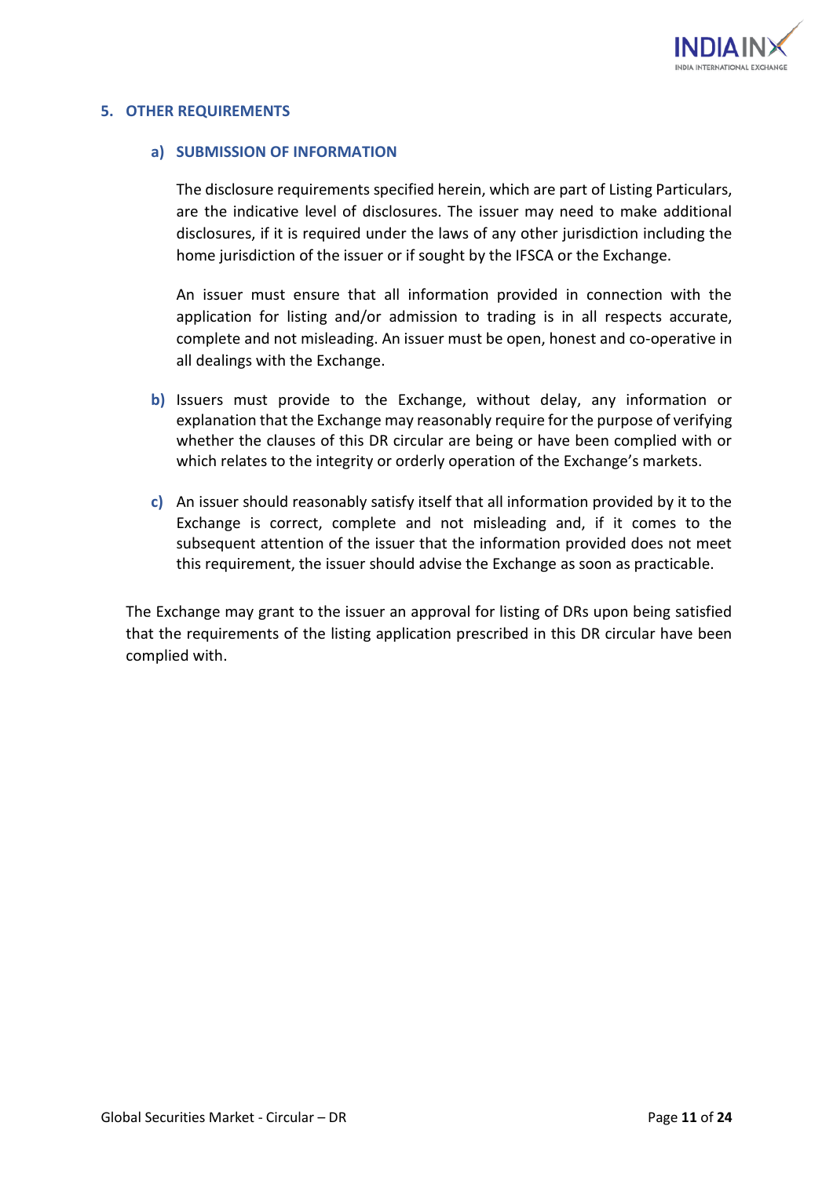## 5. OTHER REQUIREMENTS

### a) SUBMISSION OF INFORMATION

The disclosure requirements specified herein, which are part of Listing Particulars, are the indicative level of disclosures. The issuer may need to make additional disclosures, if it is required under the laws of any other jurisdiction including the home jurisdiction of the issuer or if sought by the IFSCA or the Exchange.

An issuer must ensure that all information provided in connection with the application for listing and/or admission to trading is in all respects accurate, complete and not misleading. An issuer must be open, honest and co-operative in all dealings with the Exchange.

**b)** Issuers must provide to the Exchange, without delay, any information or explanation that the Exchange may reasonably require for the purpose of verifying whether the clauses of this DR circular are being or have been complied with or which relates to the integrity or orderly operation of the Exchange's markets.

**c)** An issuer should reasonably satisfy itself that all information provided by it to the Exchange is correct, complete and not misleading and, if it comes to the subsequent attention of the issuer that the information provided does not meet this requirement, the issuer should advise the Exchange as soon as practicable.

The Exchange may grant to the issuer an approval for listing of DRs upon being satisfied that the requirements of the listing application prescribed in this DR circular have been complied with.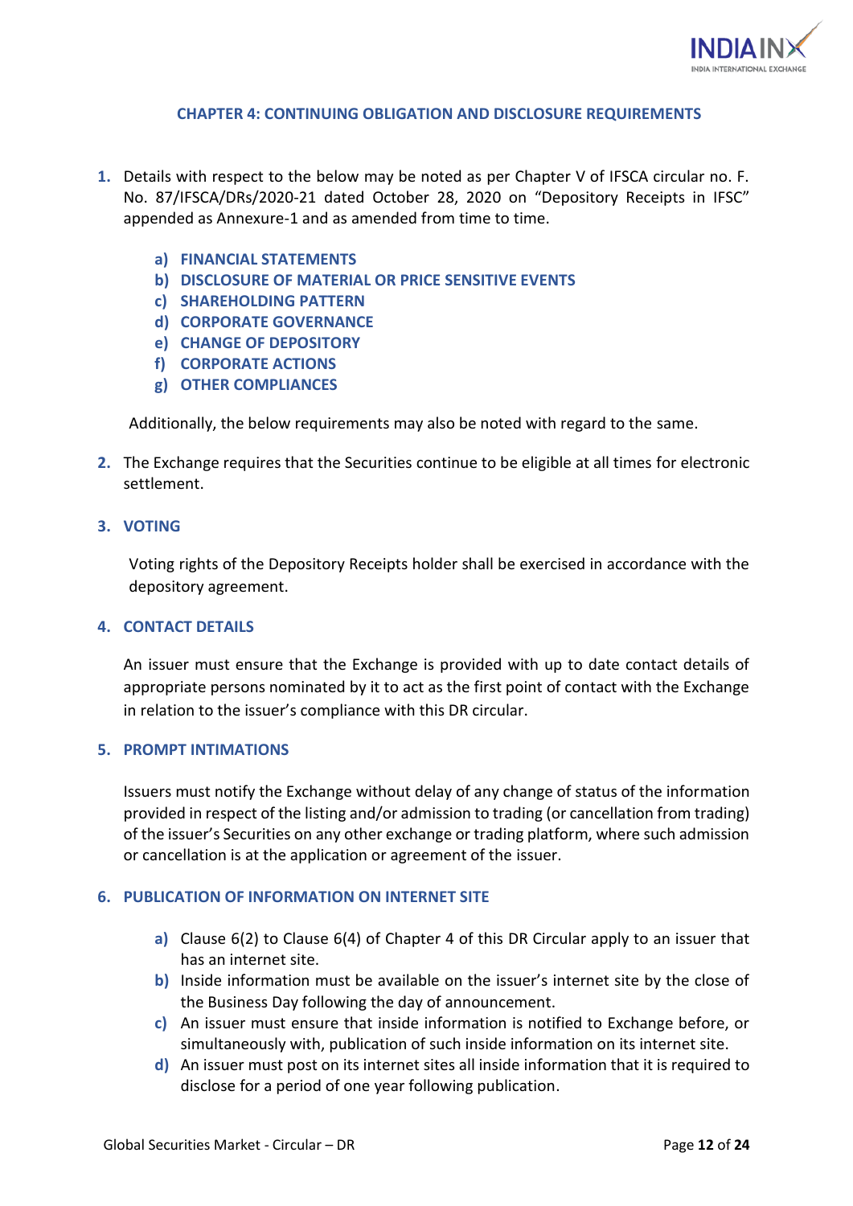## CHAPTER 4: CONTINUING OBLIGATION AND DISCLOSURE REQUIREMENTS

1. Details with respect to the below may be noted as per Chapter V of IFSCA circular no. F. No. 87/IFSCA/DRs/2020-21 dated October 28, 2020 on "Depository Receipts in IFSC" appended as Annexure-1 and as amended from time to time.

   a) **FINANCIAL STATEMENTS**
   b) **DISCLOSURE OF MATERIAL OR PRICE SENSITIVE EVENTS**
   c) **SHAREHOLDING PATTERN**
   d) **CORPORATE GOVERNANCE**
   e) **CHANGE OF DEPOSITORY**
   f) **CORPORATE ACTIONS**
   g) **OTHER COMPLIANCES**

   Additionally, the below requirements may also be noted with regard to the same.

2. The Exchange requires that the Securities continue to be eligible at all times for electronic settlement.

3. **VOTING**

   Voting rights of the Depository Receipts holder shall be exercised in accordance with the depository agreement.

4. **CONTACT DETAILS**

   An issuer must ensure that the Exchange is provided with up to date contact details of appropriate persons nominated by it to act as the first point of contact with the Exchange in relation to the issuer's compliance with this DR circular.

5. **PROMPT INTIMATIONS**

   Issuers must notify the Exchange without delay of any change of status of the information provided in respect of the listing and/or admission to trading (or cancellation from trading) of the issuer's Securities on any other exchange or trading platform, where such admission or cancellation is at the application or agreement of the issuer.

6. **PUBLICATION OF INFORMATION ON INTERNET SITE**

   a) Clause 6(2) to Clause 6(4) of Chapter 4 of this DR Circular apply to an issuer that has an internet site.
   b) Inside information must be available on the issuer's internet site by the close of the Business Day following the day of announcement.
   c) An issuer must ensure that inside information is notified to Exchange before, or simultaneously with, publication of such inside information on its internet site.
   d) An issuer must post on its internet sites all inside information that it is required to disclose for a period of one year following publication.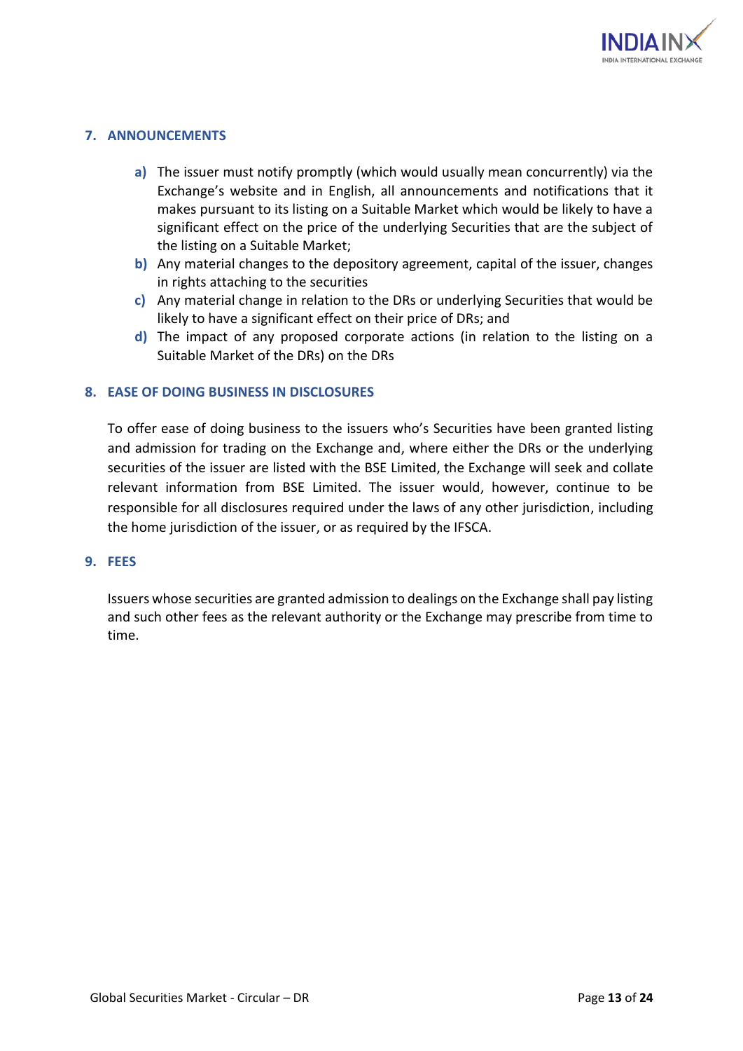## 7. ANNOUNCEMENTS

- **a)** The issuer must notify promptly (which would usually mean concurrently) via the Exchange's website and in English, all announcements and notifications that it makes pursuant to its listing on a Suitable Market which would be likely to have a significant effect on the price of the underlying Securities that are the subject of the listing on a Suitable Market;
- **b)** Any material changes to the depository agreement, capital of the issuer, changes in rights attaching to the securities
- **c)** Any material change in relation to the DRs or underlying Securities that would be likely to have a significant effect on their price of DRs; and
- **d)** The impact of any proposed corporate actions (in relation to the listing on a Suitable Market of the DRs) on the DRs

## 8. EASE OF DOING BUSINESS IN DISCLOSURES

To offer ease of doing business to the issuers who's Securities have been granted listing and admission for trading on the Exchange and, where either the DRs or the underlying securities of the issuer are listed with the BSE Limited, the Exchange will seek and collate relevant information from BSE Limited. The issuer would, however, continue to be responsible for all disclosures required under the laws of any other jurisdiction, including the home jurisdiction of the issuer, or as required by the IFSCA.

## 9. FEES

Issuers whose securities are granted admission to dealings on the Exchange shall pay listing and such other fees as the relevant authority or the Exchange may prescribe from time to time.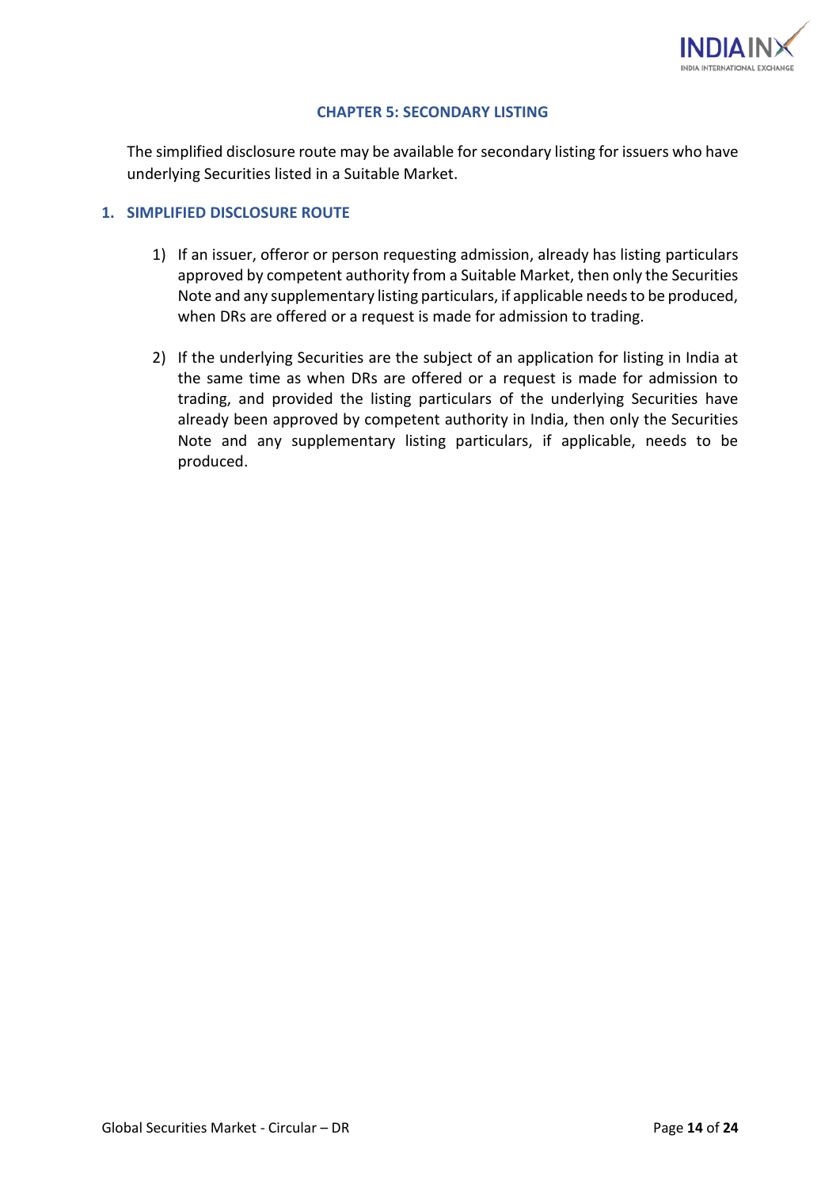## CHAPTER 5: SECONDARY LISTING

The simplified disclosure route may be available for secondary listing for issuers who have underlying Securities listed in a Suitable Market.

### 1. SIMPLIFIED DISCLOSURE ROUTE

1) If an issuer, offeror or person requesting admission, already has listing particulars approved by competent authority from a Suitable Market, then only the Securities Note and any supplementary listing particulars, if applicable needs to be produced, when DRs are offered or a request is made for admission to trading.

2) If the underlying Securities are the subject of an application for listing in India at the same time as when DRs are offered or a request is made for admission to trading, and provided the listing particulars of the underlying Securities have already been approved by competent authority in India, then only the Securities Note and any supplementary listing particulars, if applicable, needs to be produced.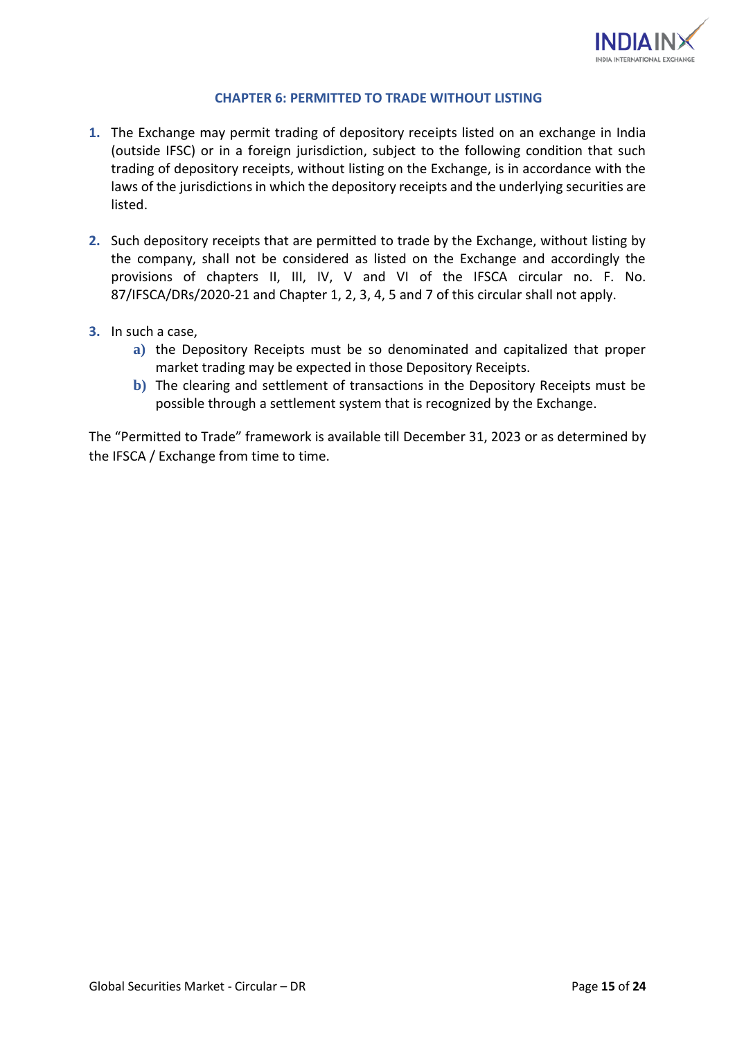## CHAPTER 6: PERMITTED TO TRADE WITHOUT LISTING

1. The Exchange may permit trading of depository receipts listed on an exchange in India (outside IFSC) or in a foreign jurisdiction, subject to the following condition that such trading of depository receipts, without listing on the Exchange, is in accordance with the laws of the jurisdictions in which the depository receipts and the underlying securities are listed.

2. Such depository receipts that are permitted to trade by the Exchange, without listing by the company, shall not be considered as listed on the Exchange and accordingly the provisions of chapters II, III, IV, V and VI of the IFSCA circular no. F. No. 87/IFSCA/DRs/2020-21 and Chapter 1, 2, 3, 4, 5 and 7 of this circular shall not apply.

3. In such a case,
   a) the Depository Receipts must be so denominated and capitalized that proper market trading may be expected in those Depository Receipts.
   b) The clearing and settlement of transactions in the Depository Receipts must be possible through a settlement system that is recognized by the Exchange.

The "Permitted to Trade" framework is available till December 31, 2023 or as determined by the IFSCA / Exchange from time to time.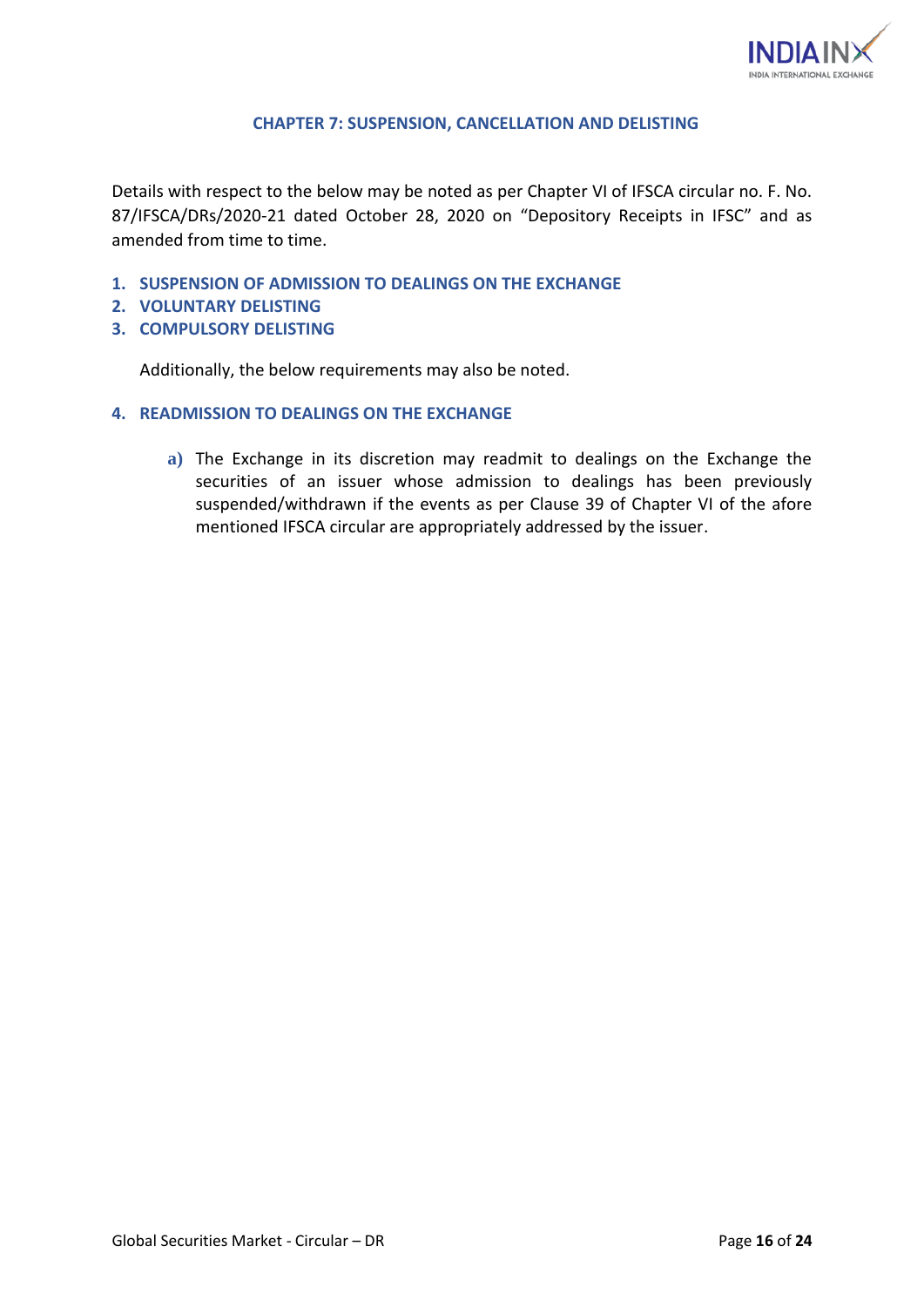## CHAPTER 7: SUSPENSION, CANCELLATION AND DELISTING

Details with respect to the below may be noted as per Chapter VI of IFSCA circular no. F. No. 87/IFSCA/DRs/2020-21 dated October 28, 2020 on "Depository Receipts in IFSC" and as amended from time to time.

1. **SUSPENSION OF ADMISSION TO DEALINGS ON THE EXCHANGE**
2. **VOLUNTARY DELISTING**
3. **COMPULSORY DELISTING**

   Additionally, the below requirements may also be noted.

4. **READMISSION TO DEALINGS ON THE EXCHANGE**

   a) The Exchange in its discretion may readmit to dealings on the Exchange the securities of an issuer whose admission to dealings has been previously suspended/withdrawn if the events as per Clause 39 of Chapter VI of the afore mentioned IFSCA circular are appropriately addressed by the issuer.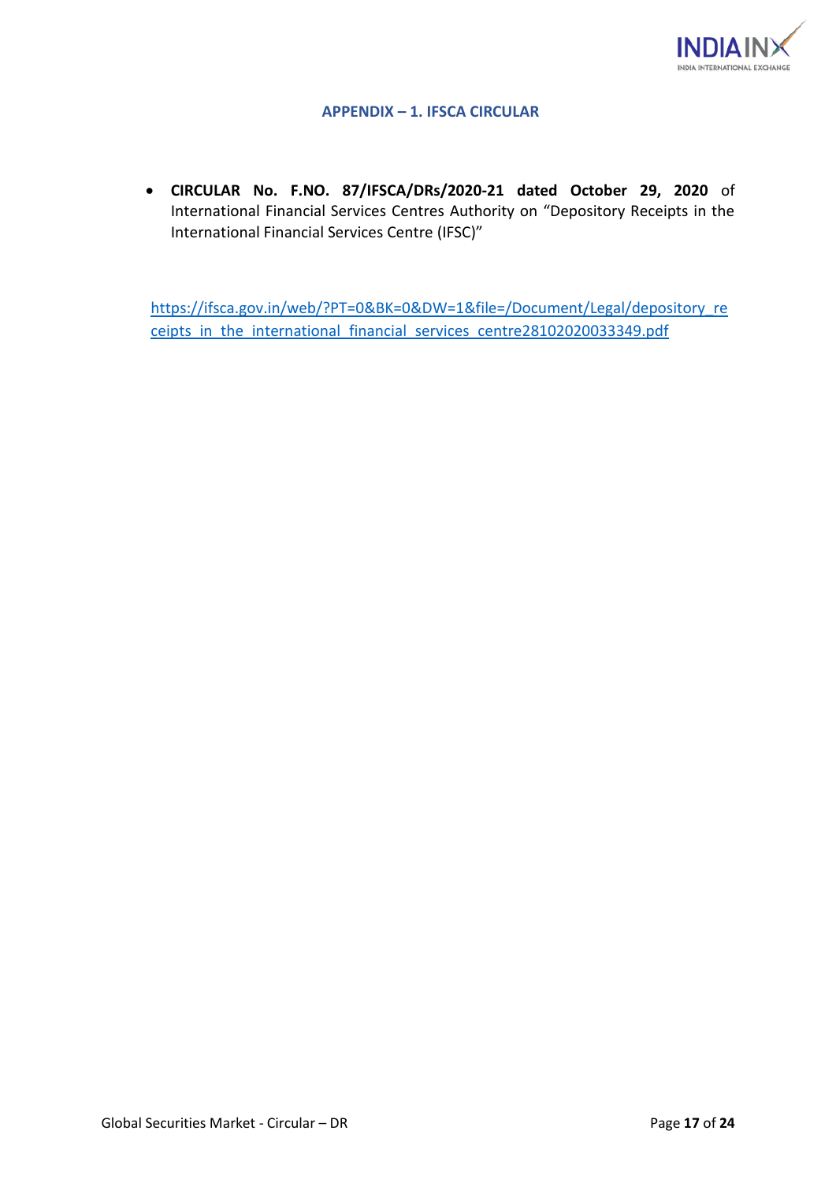## APPENDIX – 1. IFSCA CIRCULAR

- **CIRCULAR No. F.NO. 87/IFSCA/DRs/2020-21 dated October 29, 2020** of International Financial Services Centres Authority on "Depository Receipts in the International Financial Services Centre (IFSC)"

https://ifsca.gov.in/web/?PT=0&BK=0&DW=1&file=/Document/Legal/depository_receipts_in_the_international_financial_services_centre28102020033349.pdf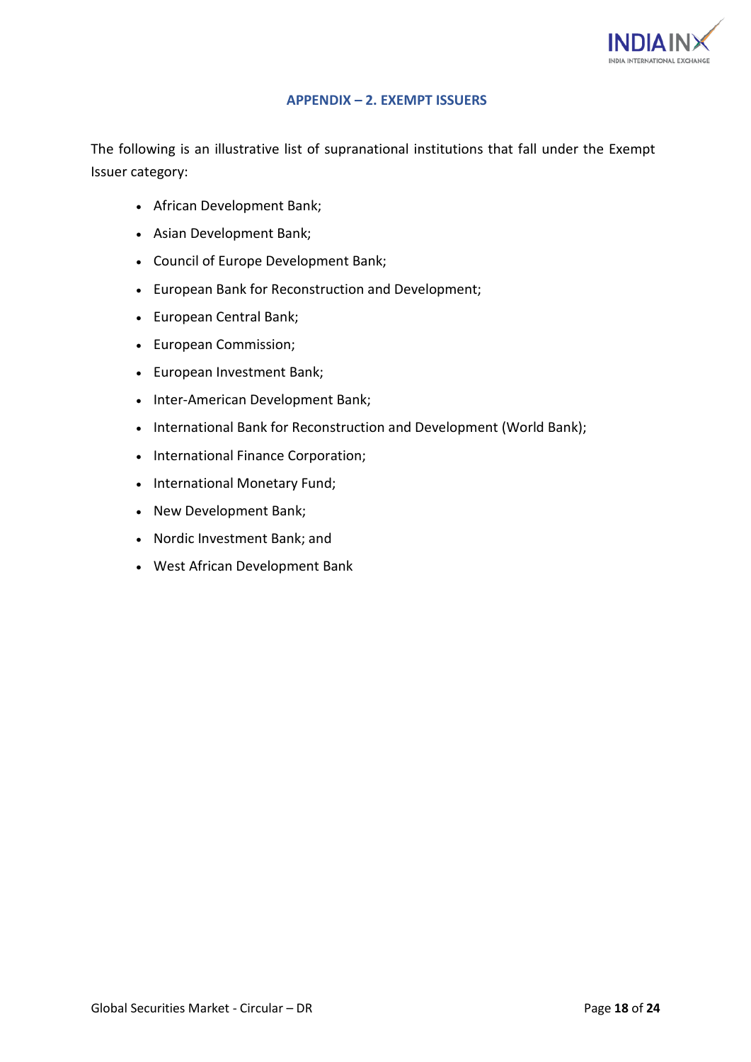## APPENDIX – 2. EXEMPT ISSUERS

The following is an illustrative list of supranational institutions that fall under the Exempt Issuer category:

- African Development Bank;
- Asian Development Bank;
- Council of Europe Development Bank;
- European Bank for Reconstruction and Development;
- European Central Bank;
- European Commission;
- European Investment Bank;
- Inter-American Development Bank;
- International Bank for Reconstruction and Development (World Bank);
- International Finance Corporation;
- International Monetary Fund;
- New Development Bank;
- Nordic Investment Bank; and
- West African Development Bank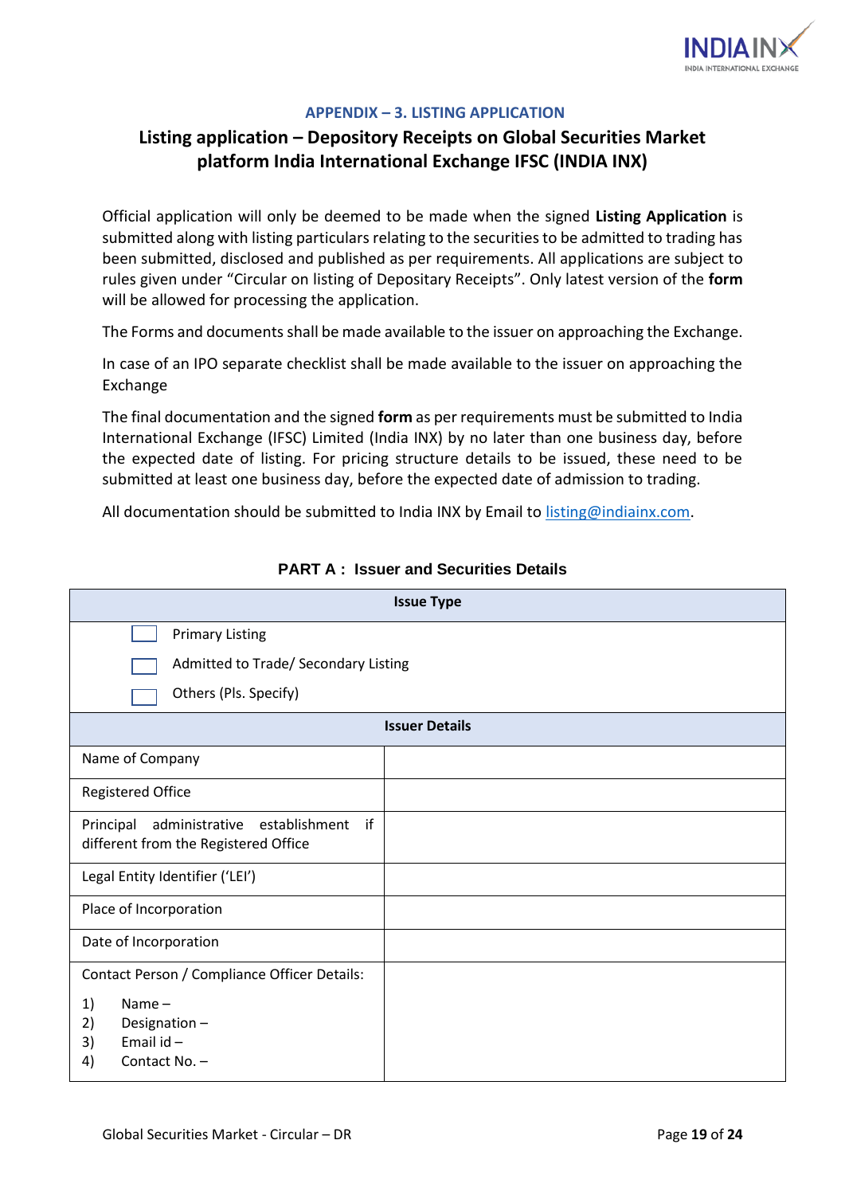### APPENDIX – 3. LISTING APPLICATION

## Listing application – Depository Receipts on Global Securities Market platform India International Exchange IFSC (INDIA INX)

Official application will only be deemed to be made when the signed **Listing Application** is submitted along with listing particulars relating to the securities to be admitted to trading has been submitted, disclosed and published as per requirements. All applications are subject to rules given under "Circular on listing of Depositary Receipts". Only latest version of the **form** will be allowed for processing the application.

The Forms and documents shall be made available to the issuer on approaching the Exchange.

In case of an IPO separate checklist shall be made available to the issuer on approaching the Exchange

The final documentation and the signed **form** as per requirements must be submitted to India International Exchange (IFSC) Limited (India INX) by no later than one business day, before the expected date of listing. For pricing structure details to be issued, these need to be submitted at least one business day, before the expected date of admission to trading.

All documentation should be submitted to India INX by Email to listing@indiainx.com.

### PART A : Issuer and Securities Details

| **Issue Type** | |
|---|---|
| ☐ Primary Listing<br>☐ Admitted to Trade/ Secondary Listing<br>☐ Others (Pls. Specify) | |
| **Issuer Details** | |
| Name of Company | |
| Registered Office | |
| Principal administrative establishment if different from the Registered Office | |
| Legal Entity Identifier ('LEI') | |
| Place of Incorporation | |
| Date of Incorporation | |
| Contact Person / Compliance Officer Details:<br>1) Name –<br>2) Designation –<br>3) Email id –<br>4) Contact No. – | |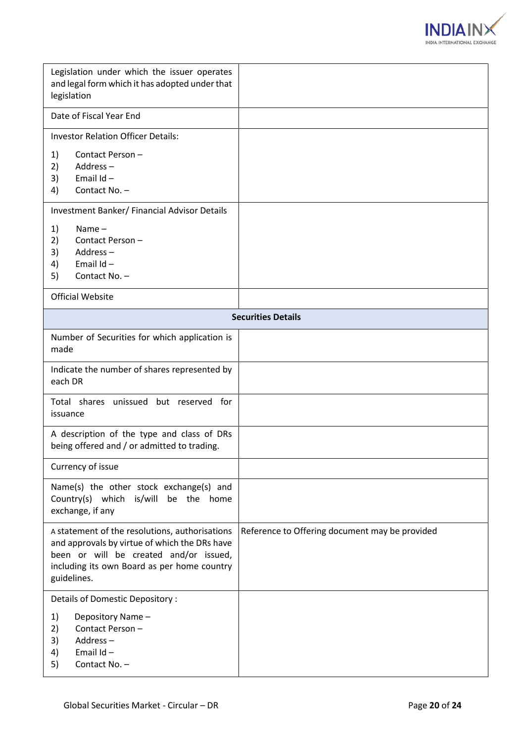| | |
|---|---|
| Legislation under which the issuer operates and legal form which it has adopted under that legislation | |
| Date of Fiscal Year End | |
| Investor Relation Officer Details:<br>1) Contact Person –<br>2) Address –<br>3) Email Id –<br>4) Contact No. – | |
| Investment Banker/ Financial Advisor Details<br>1) Name –<br>2) Contact Person –<br>3) Address –<br>4) Email Id –<br>5) Contact No. – | |
| Official Website | |
| **Securities Details** | |
| Number of Securities for which application is made | |
| Indicate the number of shares represented by each DR | |
| Total shares unissued but reserved for issuance | |
| A description of the type and class of DRs being offered and / or admitted to trading. | |
| Currency of issue | |
| Name(s) the other stock exchange(s) and Country(s) which is/will be the home exchange, if any | |
| A statement of the resolutions, authorisations and approvals by virtue of which the DRs have been or will be created and/or issued, including its own Board as per home country guidelines. | Reference to Offering document may be provided |
| Details of Domestic Depository :<br>1) Depository Name –<br>2) Contact Person –<br>3) Address –<br>4) Email Id –<br>5) Contact No. – | |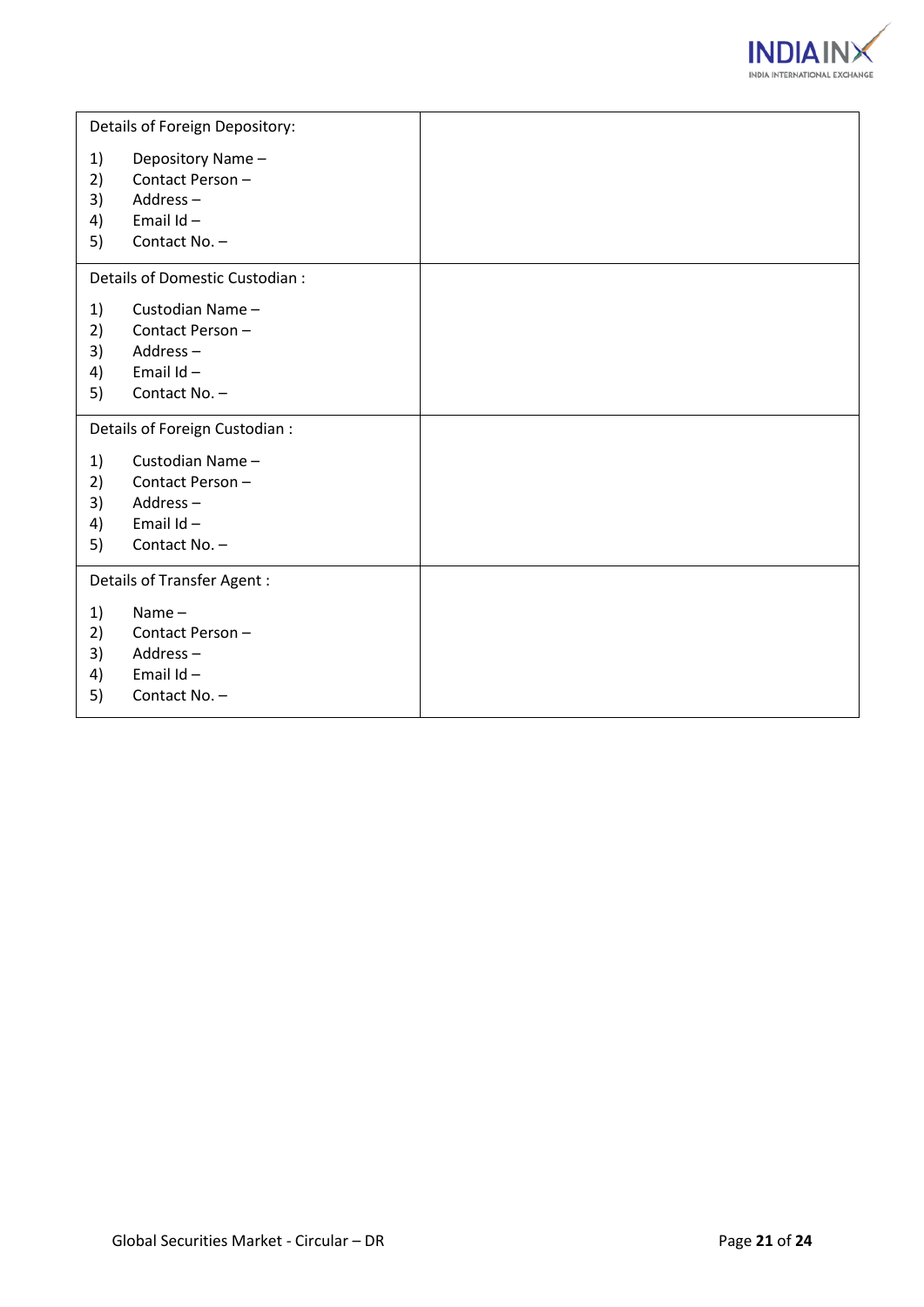| Details of Foreign Depository:<br><br>1) Depository Name –<br>2) Contact Person –<br>3) Address –<br>4) Email Id –<br>5) Contact No. – | |
| --- | --- |
| Details of Domestic Custodian :<br><br>1) Custodian Name –<br>2) Contact Person –<br>3) Address –<br>4) Email Id –<br>5) Contact No. – | |
| Details of Foreign Custodian :<br><br>1) Custodian Name –<br>2) Contact Person –<br>3) Address –<br>4) Email Id –<br>5) Contact No. – | |
| Details of Transfer Agent :<br><br>1) Name –<br>2) Contact Person –<br>3) Address –<br>4) Email Id –<br>5) Contact No. – | |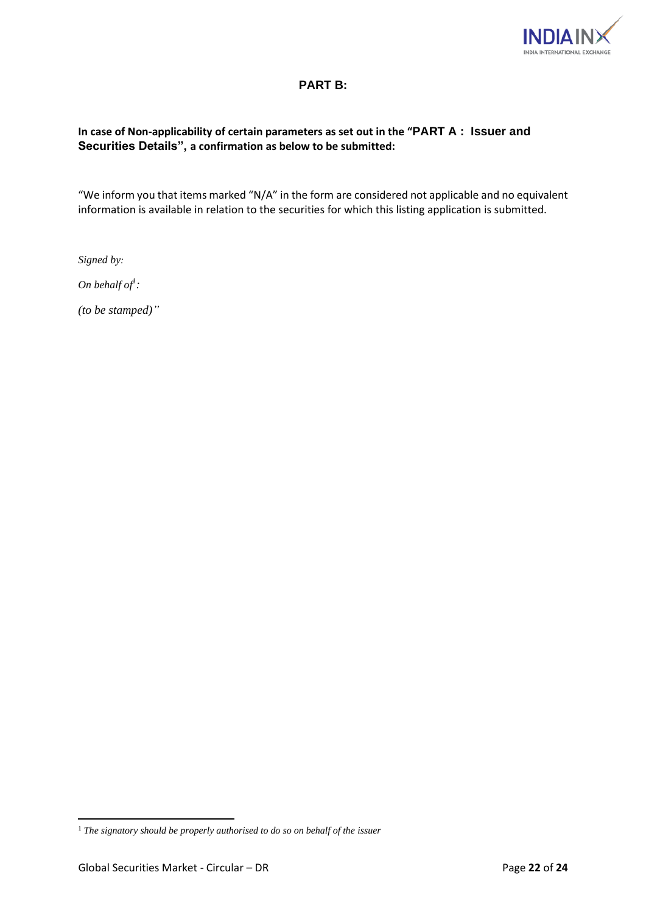## PART B:

**In case of Non-applicability of certain parameters as set out in the "PART A : Issuer and Securities Details", a confirmation as below to be submitted:**

"We inform you that items marked "N/A" in the form are considered not applicable and no equivalent information is available in relation to the securities for which this listing application is submitted.

*Signed by:*

*On behalf of*[1]*:*

*(to be stamped)"*

---

[1] *The signatory should be properly authorised to do so on behalf of the issuer*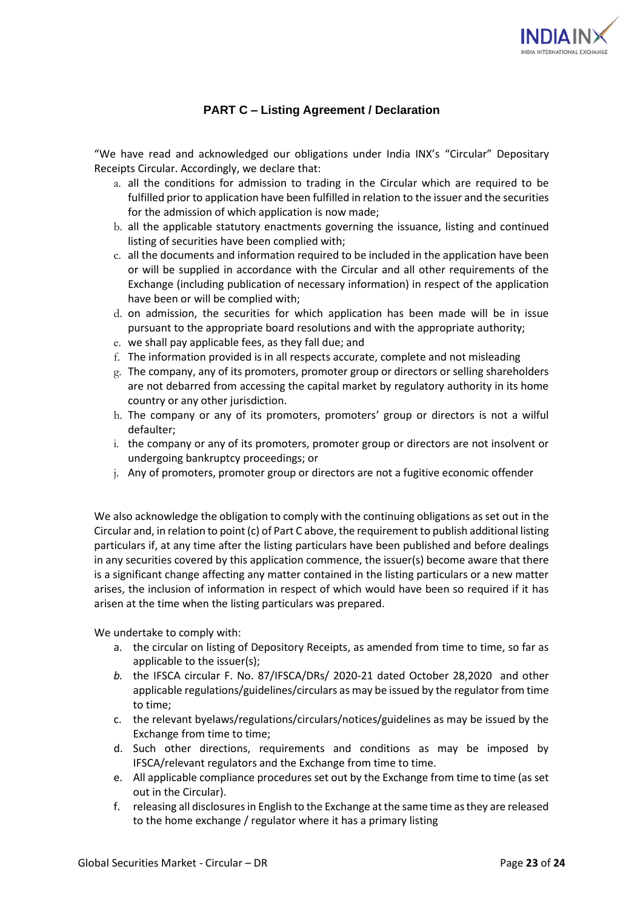## PART C – Listing Agreement / Declaration

"We have read and acknowledged our obligations under India INX's "Circular" Depositary Receipts Circular. Accordingly, we declare that:

a. all the conditions for admission to trading in the Circular which are required to be fulfilled prior to application have been fulfilled in relation to the issuer and the securities for the admission of which application is now made;
b. all the applicable statutory enactments governing the issuance, listing and continued listing of securities have been complied with;
c. all the documents and information required to be included in the application have been or will be supplied in accordance with the Circular and all other requirements of the Exchange (including publication of necessary information) in respect of the application have been or will be complied with;
d. on admission, the securities for which application has been made will be in issue pursuant to the appropriate board resolutions and with the appropriate authority;
e. we shall pay applicable fees, as they fall due; and
f. The information provided is in all respects accurate, complete and not misleading
g. The company, any of its promoters, promoter group or directors or selling shareholders are not debarred from accessing the capital market by regulatory authority in its home country or any other jurisdiction.
h. The company or any of its promoters, promoters' group or directors is not a wilful defaulter;
i. the company or any of its promoters, promoter group or directors are not insolvent or undergoing bankruptcy proceedings; or
j. Any of promoters, promoter group or directors are not a fugitive economic offender

We also acknowledge the obligation to comply with the continuing obligations as set out in the Circular and, in relation to point (c) of Part C above, the requirement to publish additional listing particulars if, at any time after the listing particulars have been published and before dealings in any securities covered by this application commence, the issuer(s) become aware that there is a significant change affecting any matter contained in the listing particulars or a new matter arises, the inclusion of information in respect of which would have been so required if it has arisen at the time when the listing particulars was prepared.

We undertake to comply with:

a. the circular on listing of Depository Receipts, as amended from time to time, so far as applicable to the issuer(s);
*b.* the IFSCA circular F. No. 87/IFSCA/DRs/ 2020-21 dated October 28,2020 and other applicable regulations/guidelines/circulars as may be issued by the regulator from time to time;
c. the relevant byelaws/regulations/circulars/notices/guidelines as may be issued by the Exchange from time to time;
d. Such other directions, requirements and conditions as may be imposed by IFSCA/relevant regulators and the Exchange from time to time.
e. All applicable compliance procedures set out by the Exchange from time to time (as set out in the Circular).
f. releasing all disclosures in English to the Exchange at the same time as they are released to the home exchange / regulator where it has a primary listing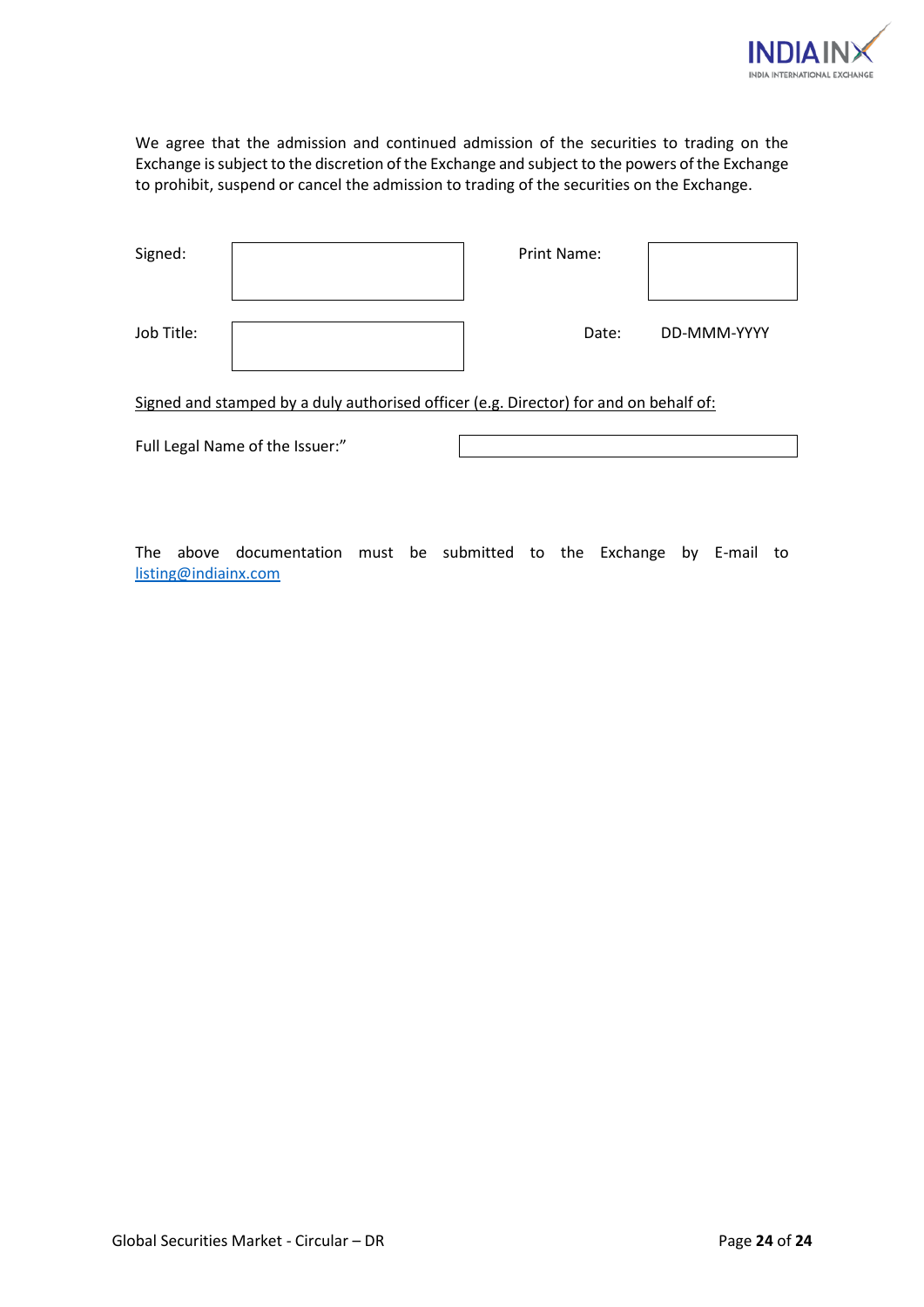We agree that the admission and continued admission of the securities to trading on the Exchange is subject to the discretion of the Exchange and subject to the powers of the Exchange to prohibit, suspend or cancel the admission to trading of the securities on the Exchange.

| | | | |
|---|---|---|---|
| Signed: | | Print Name: | |
| Job Title: | | Date: | DD-MMM-YYYY |

<u>Signed and stamped by a duly authorised officer (e.g. Director) for and on behalf of:</u>

| | |
|---|---|
| Full Legal Name of the Issuer:" | |

The above documentation must be submitted to the Exchange by E-mail to [listing@indiainx.com](mailto:listing@indiainx.com)